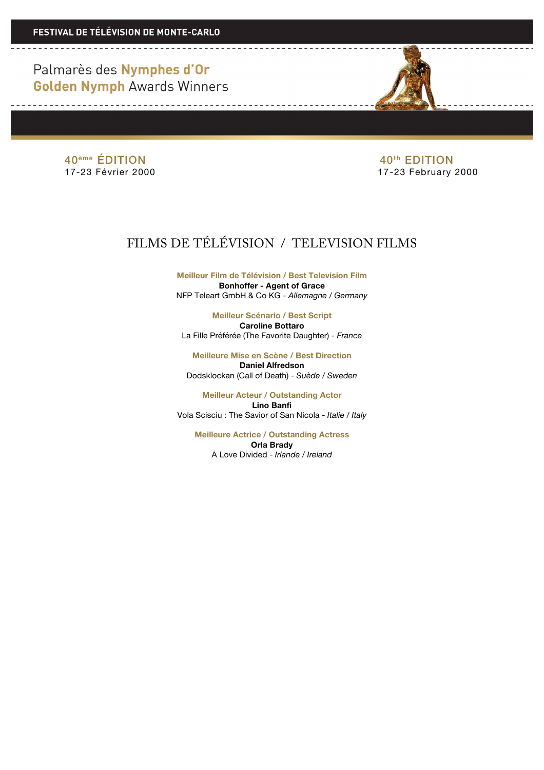**FESTIVAL DE TÉLÉVISION DE MONTE-CARLO**

# Palmarès des Nymphes d'Or
# Golden Nymph Awards Winners

40ème ÉDITION
17-23 Février 2000

40th EDITION
17-23 February 2000

## FILMS DE TÉLÉVISION / TELEVISION FILMS

**Meilleur Film de Télévision / Best Television Film**
**Bonhoffer - Agent of Grace**
NFP Teleart GmbH & Co KG - *Allemagne / Germany*

**Meilleur Scénario / Best Script**
**Caroline Bottaro**
La Fille Préférée (The Favorite Daughter) - *France*

**Meilleure Mise en Scène / Best Direction**
**Daniel Alfredson**
Dodsklockan (Call of Death) - *Suède / Sweden*

**Meilleur Acteur / Outstanding Actor**
**Lino Banfi**
Vola Scisciu : The Savior of San Nicola - *Italie / Italy*

**Meilleure Actrice / Outstanding Actress**
**Orla Brady**
A Love Divided - *Irlande / Ireland*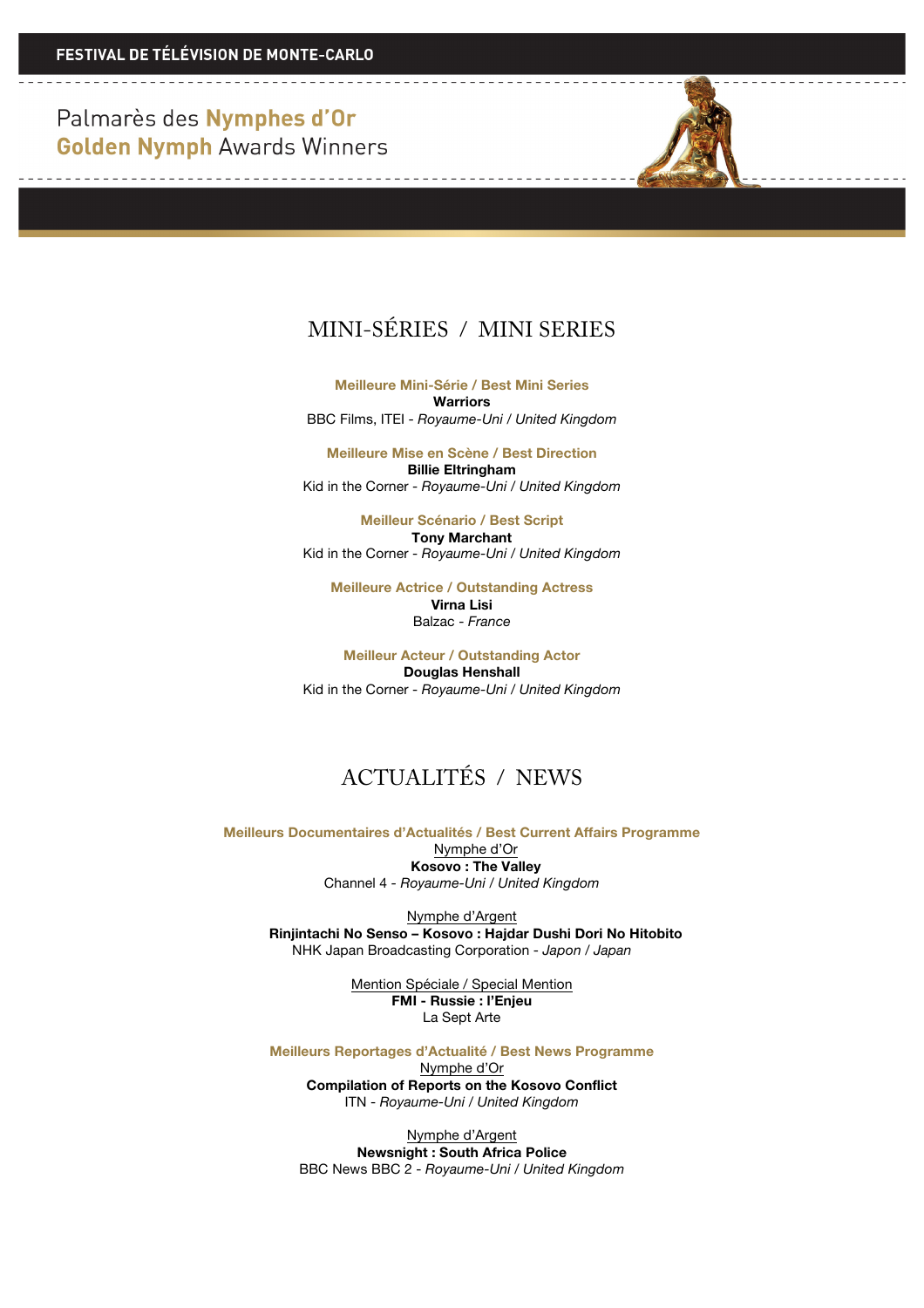## MINI-SÉRIES / MINI SERIES

**Meilleure Mini-Série / Best Mini Series**
**Warriors**
BBC Films, ITEI - *Royaume-Uni / United Kingdom*

**Meilleure Mise en Scène / Best Direction**
**Billie Eltringham**
Kid in the Corner - *Royaume-Uni / United Kingdom*

**Meilleur Scénario / Best Script**
**Tony Marchant**
Kid in the Corner - *Royaume-Uni / United Kingdom*

**Meilleure Actrice / Outstanding Actress**
**Virna Lisi**
Balzac - *France*

**Meilleur Acteur / Outstanding Actor**
**Douglas Henshall**
Kid in the Corner - *Royaume-Uni / United Kingdom*

## ACTUALITÉS / NEWS

**Meilleurs Documentaires d'Actualités / Best Current Affairs Programme**

Nymphe d'Or
**Kosovo : The Valley**
Channel 4 - *Royaume-Uni / United Kingdom*

Nymphe d'Argent
**Rinjintachi No Senso – Kosovo : Hajdar Dushi Dori No Hitobito**
NHK Japan Broadcasting Corporation - *Japon / Japan*

Mention Spéciale / Special Mention
**FMI - Russie : l'Enjeu**
La Sept Arte

**Meilleurs Reportages d'Actualité / Best News Programme**

Nymphe d'Or
**Compilation of Reports on the Kosovo Conflict**
ITN - *Royaume-Uni / United Kingdom*

Nymphe d'Argent
**Newsnight : South Africa Police**
BBC News BBC 2 - *Royaume-Uni / United Kingdom*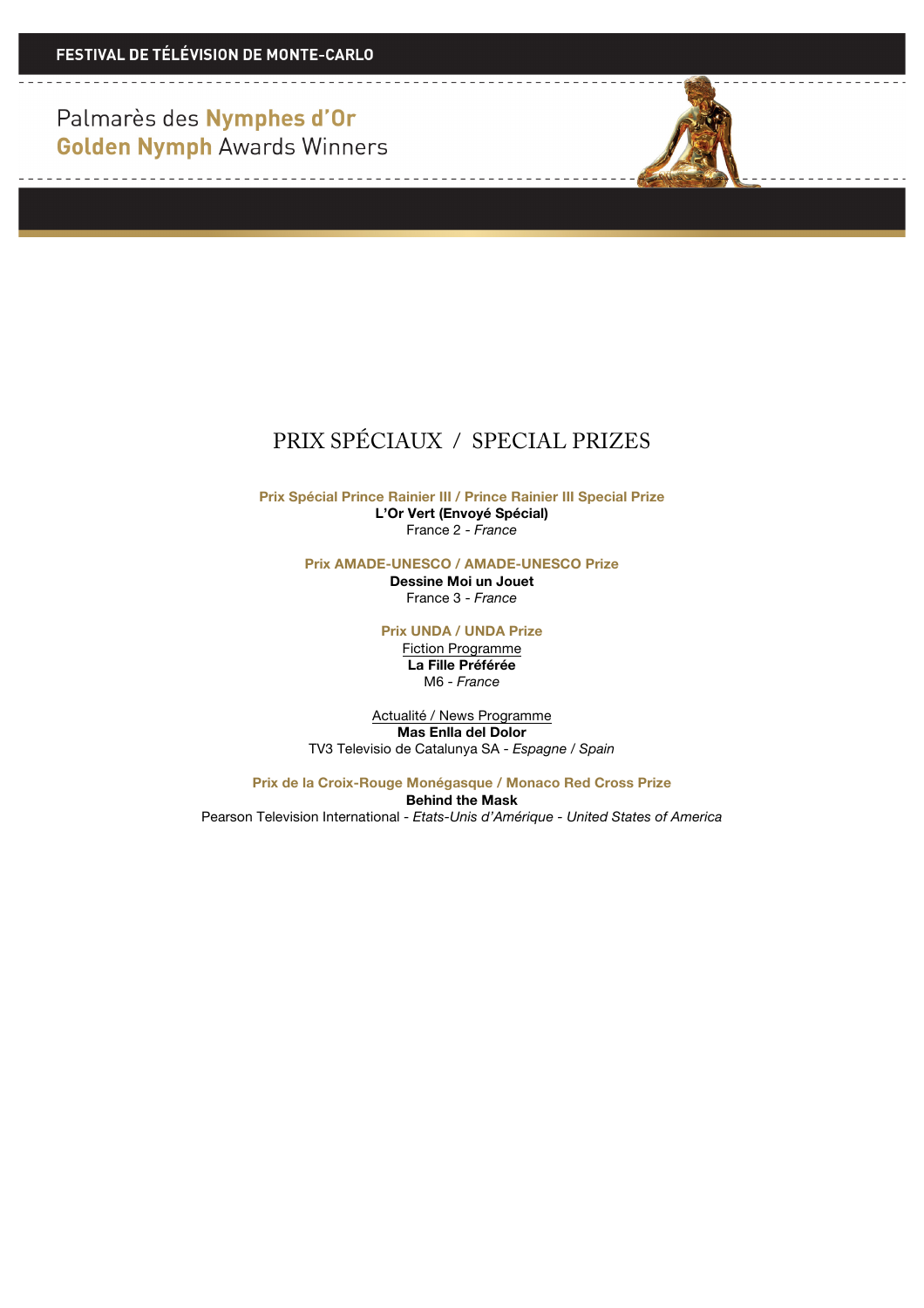# PRIX SPÉCIAUX / SPECIAL PRIZES

**Prix Spécial Prince Rainier III / Prince Rainier III Special Prize**
**L'Or Vert (Envoyé Spécial)**
France 2 - *France*

**Prix AMADE-UNESCO / AMADE-UNESCO Prize**
**Dessine Moi un Jouet**
France 3 - *France*

**Prix UNDA / UNDA Prize**

Fiction Programme
**La Fille Préférée**
M6 - *France*

Actualité / News Programme
**Mas Enlla del Dolor**
TV3 Televisio de Catalunya SA - *Espagne / Spain*

**Prix de la Croix-Rouge Monégasque / Monaco Red Cross Prize**
**Behind the Mask**
Pearson Television International - *Etats-Unis d'Amérique - United States of America*